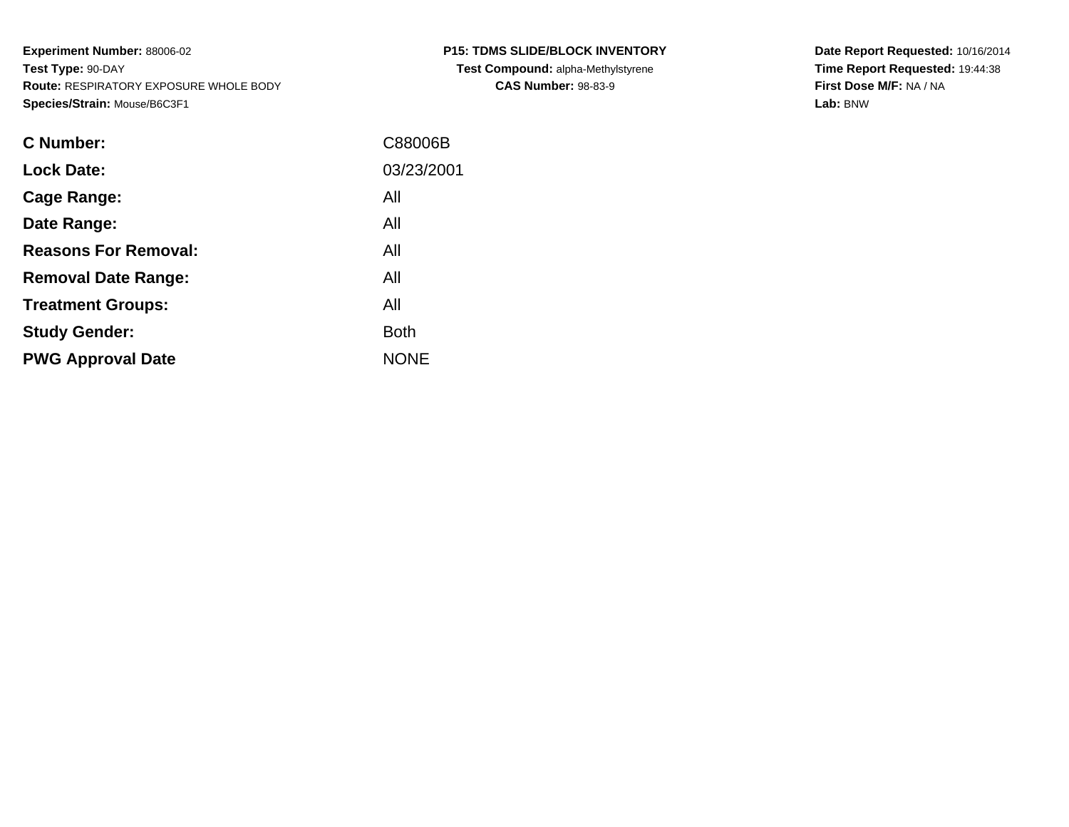**Experiment Number:** 88006-02
**Test Type:** 90-DAY
**Route:** RESPIRATORY EXPOSURE WHOLE BODY
**Species/Strain:** Mouse/B6C3F1

**P15: TDMS SLIDE/BLOCK INVENTORY**
**Test Compound:** alpha-Methylstyrene
**CAS Number:** 98-83-9

**Date Report Requested:** 10/16/2014
**Time Report Requested:** 19:44:38
**First Dose M/F:** NA / NA
**Lab:** BNW

| | |
|---|---|
| **C Number:** | C88006B |
| **Lock Date:** | 03/23/2001 |
| **Cage Range:** | All |
| **Date Range:** | All |
| **Reasons For Removal:** | All |
| **Removal Date Range:** | All |
| **Treatment Groups:** | All |
| **Study Gender:** | Both |
| **PWG Approval Date** | NONE |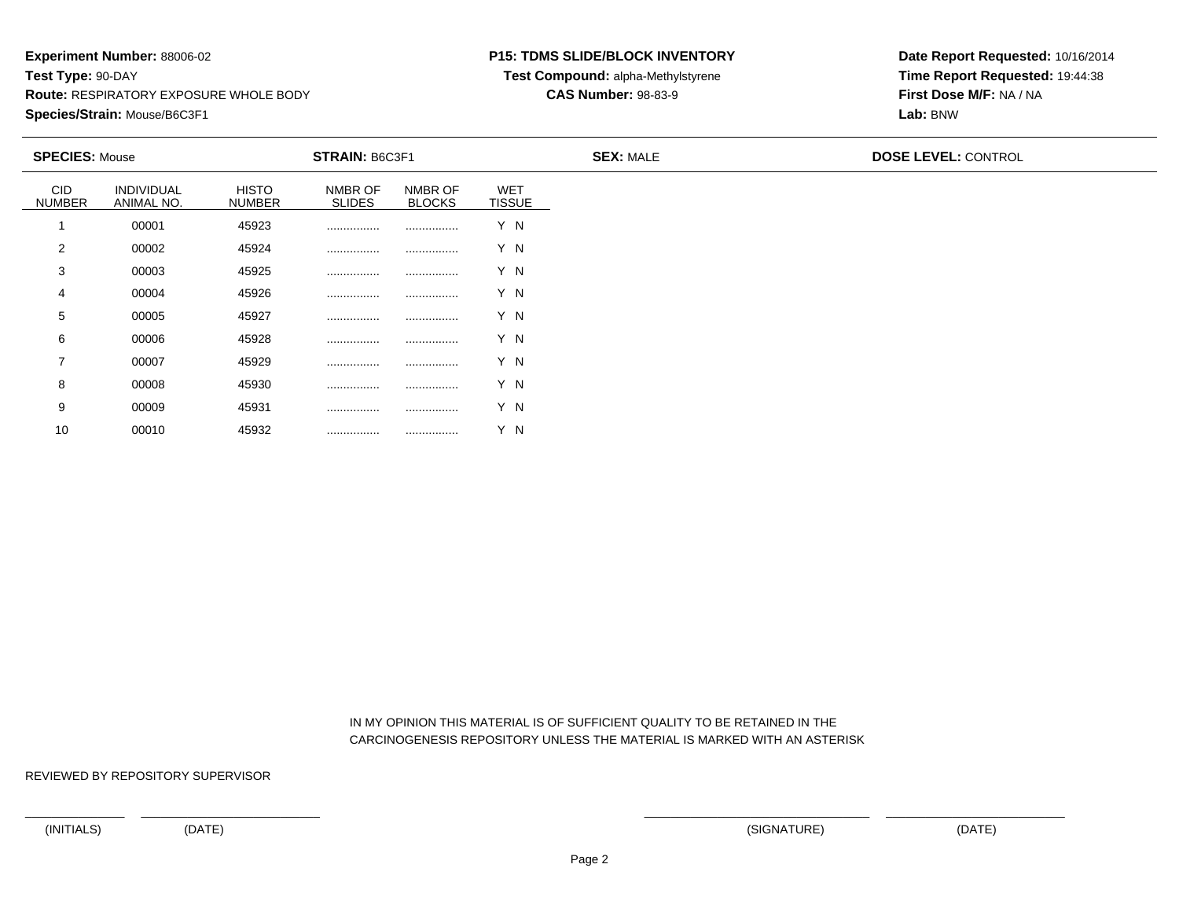**Experiment Number:** 88006-02
**Test Type:** 90-DAY
**Route:** RESPIRATORY EXPOSURE WHOLE BODY
**Species/Strain:** Mouse/B6C3F1

**P15: TDMS SLIDE/BLOCK INVENTORY**
**Test Compound:** alpha-Methylstyrene
**CAS Number:** 98-83-9

**Date Report Requested:** 10/16/2014
**Time Report Requested:** 19:44:38
**First Dose M/F:** NA / NA
**Lab:** BNW

**SPECIES:** Mouse **STRAIN:** B6C3F1 **SEX:** MALE **DOSE LEVEL:** CONTROL

| CID NUMBER | INDIVIDUAL ANIMAL NO. | HISTO NUMBER | NMBR OF SLIDES | NMBR OF BLOCKS | WET TISSUE |
|---|---|---|---|---|---|
| 1 | 00001 | 45923 | ................ | ................ | Y N |
| 2 | 00002 | 45924 | ................ | ................ | Y N |
| 3 | 00003 | 45925 | ................ | ................ | Y N |
| 4 | 00004 | 45926 | ................ | ................ | Y N |
| 5 | 00005 | 45927 | ................ | ................ | Y N |
| 6 | 00006 | 45928 | ................ | ................ | Y N |
| 7 | 00007 | 45929 | ................ | ................ | Y N |
| 8 | 00008 | 45930 | ................ | ................ | Y N |
| 9 | 00009 | 45931 | ................ | ................ | Y N |
| 10 | 00010 | 45932 | ................ | ................ | Y N |

IN MY OPINION THIS MATERIAL IS OF SUFFICIENT QUALITY TO BE RETAINED IN THE CARCINOGENESIS REPOSITORY UNLESS THE MATERIAL IS MARKED WITH AN ASTERISK

REVIEWED BY REPOSITORY SUPERVISOR

(INITIALS) (DATE) (SIGNATURE) (DATE)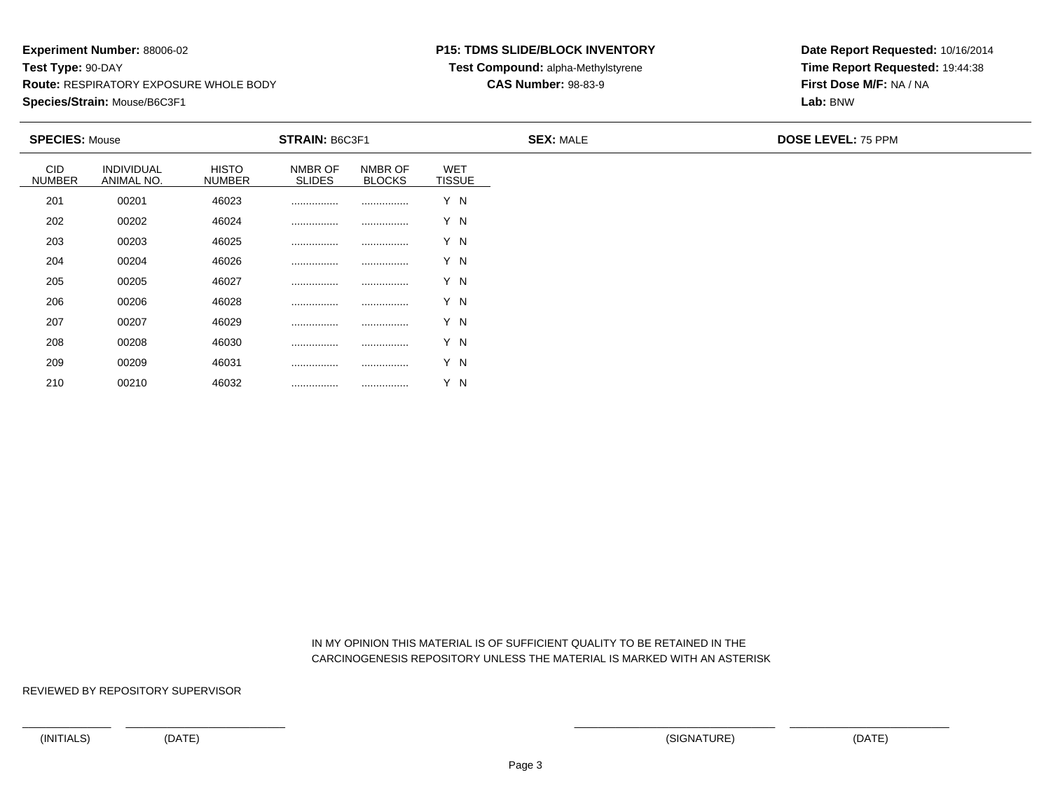**Experiment Number:** 88006-02
**Test Type:** 90-DAY
**Route:** RESPIRATORY EXPOSURE WHOLE BODY
**Species/Strain:** Mouse/B6C3F1

**P15: TDMS SLIDE/BLOCK INVENTORY**
**Test Compound:** alpha-Methylstyrene
**CAS Number:** 98-83-9

**Date Report Requested:** 10/16/2014
**Time Report Requested:** 19:44:38
**First Dose M/F:** NA / NA
**Lab:** BNW

**SPECIES:** Mouse | **STRAIN:** B6C3F1 | **SEX:** MALE | **DOSE LEVEL:** 75 PPM

| CID NUMBER | INDIVIDUAL ANIMAL NO. | HISTO NUMBER | NMBR OF SLIDES | NMBR OF BLOCKS | WET TISSUE |
|---|---|---|---|---|---|
| 201 | 00201 | 46023 | ................ | ................ | Y N |
| 202 | 00202 | 46024 | ................ | ................ | Y N |
| 203 | 00203 | 46025 | ................ | ................ | Y N |
| 204 | 00204 | 46026 | ................ | ................ | Y N |
| 205 | 00205 | 46027 | ................ | ................ | Y N |
| 206 | 00206 | 46028 | ................ | ................ | Y N |
| 207 | 00207 | 46029 | ................ | ................ | Y N |
| 208 | 00208 | 46030 | ................ | ................ | Y N |
| 209 | 00209 | 46031 | ................ | ................ | Y N |
| 210 | 00210 | 46032 | ................ | ................ | Y N |

IN MY OPINION THIS MATERIAL IS OF SUFFICIENT QUALITY TO BE RETAINED IN THE CARCINOGENESIS REPOSITORY UNLESS THE MATERIAL IS MARKED WITH AN ASTERISK

REVIEWED BY REPOSITORY SUPERVISOR

(INITIALS) (DATE) (SIGNATURE) (DATE)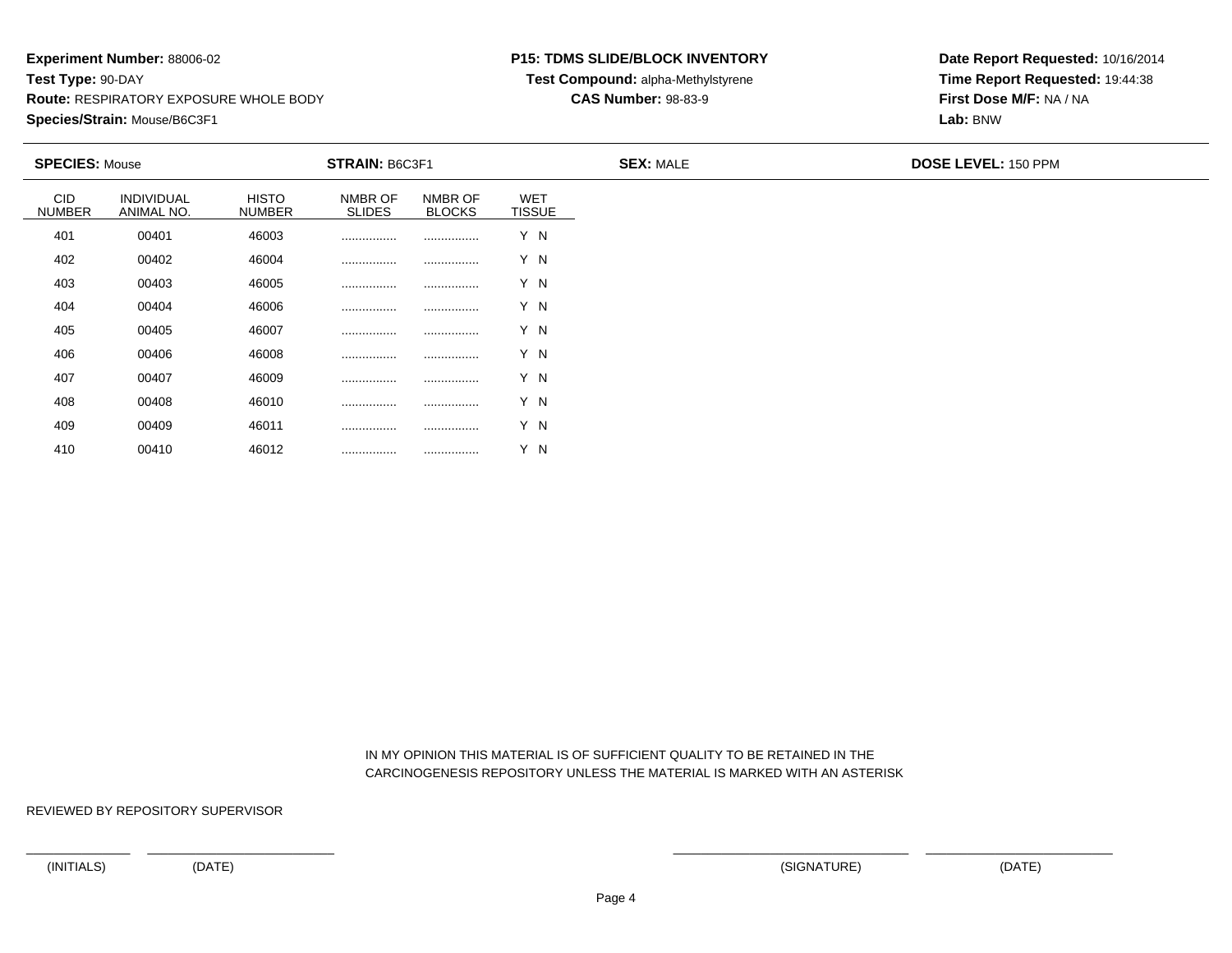**Experiment Number:** 88006-02
**Test Type:** 90-DAY
**Route:** RESPIRATORY EXPOSURE WHOLE BODY
**Species/Strain:** Mouse/B6C3F1

**P15: TDMS SLIDE/BLOCK INVENTORY**
**Test Compound:** alpha-Methylstyrene
**CAS Number:** 98-83-9

**Date Report Requested:** 10/16/2014
**Time Report Requested:** 19:44:38
**First Dose M/F:** NA / NA
**Lab:** BNW

**SPECIES:** Mouse **STRAIN:** B6C3F1 **SEX:** MALE **DOSE LEVEL:** 150 PPM

| CID NUMBER | INDIVIDUAL ANIMAL NO. | HISTO NUMBER | NMBR OF SLIDES | NMBR OF BLOCKS | WET TISSUE |
|---|---|---|---|---|---|
| 401 | 00401 | 46003 | ................ | ................ | Y N |
| 402 | 00402 | 46004 | ................ | ................ | Y N |
| 403 | 00403 | 46005 | ................ | ................ | Y N |
| 404 | 00404 | 46006 | ................ | ................ | Y N |
| 405 | 00405 | 46007 | ................ | ................ | Y N |
| 406 | 00406 | 46008 | ................ | ................ | Y N |
| 407 | 00407 | 46009 | ................ | ................ | Y N |
| 408 | 00408 | 46010 | ................ | ................ | Y N |
| 409 | 00409 | 46011 | ................ | ................ | Y N |
| 410 | 00410 | 46012 | ................ | ................ | Y N |

IN MY OPINION THIS MATERIAL IS OF SUFFICIENT QUALITY TO BE RETAINED IN THE CARCINOGENESIS REPOSITORY UNLESS THE MATERIAL IS MARKED WITH AN ASTERISK

REVIEWED BY REPOSITORY SUPERVISOR

(INITIALS) (DATE) (SIGNATURE) (DATE)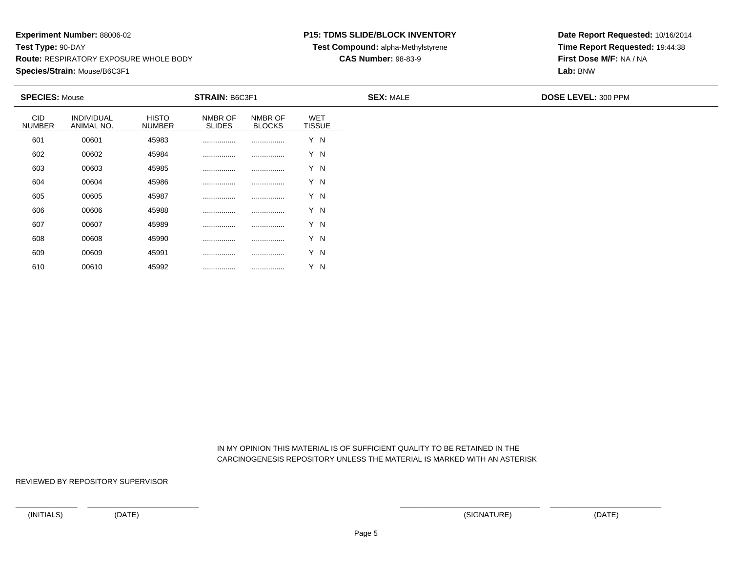**Experiment Number:** 88006-02
**Test Type:** 90-DAY
**Route:** RESPIRATORY EXPOSURE WHOLE BODY
**Species/Strain:** Mouse/B6C3F1

**P15: TDMS SLIDE/BLOCK INVENTORY**
**Test Compound:** alpha-Methylstyrene
**CAS Number:** 98-83-9

**Date Report Requested:** 10/16/2014
**Time Report Requested:** 19:44:38
**First Dose M/F:** NA / NA
**Lab:** BNW

**SPECIES:** Mouse | **STRAIN:** B6C3F1 | **SEX:** MALE | **DOSE LEVEL:** 300 PPM

| CID NUMBER | INDIVIDUAL ANIMAL NO. | HISTO NUMBER | NMBR OF SLIDES | NMBR OF BLOCKS | WET TISSUE |
|---|---|---|---|---|---|
| 601 | 00601 | 45983 | ................ | ................ | Y N |
| 602 | 00602 | 45984 | ................ | ................ | Y N |
| 603 | 00603 | 45985 | ................ | ................ | Y N |
| 604 | 00604 | 45986 | ................ | ................ | Y N |
| 605 | 00605 | 45987 | ................ | ................ | Y N |
| 606 | 00606 | 45988 | ................ | ................ | Y N |
| 607 | 00607 | 45989 | ................ | ................ | Y N |
| 608 | 00608 | 45990 | ................ | ................ | Y N |
| 609 | 00609 | 45991 | ................ | ................ | Y N |
| 610 | 00610 | 45992 | ................ | ................ | Y N |

IN MY OPINION THIS MATERIAL IS OF SUFFICIENT QUALITY TO BE RETAINED IN THE CARCINOGENESIS REPOSITORY UNLESS THE MATERIAL IS MARKED WITH AN ASTERISK

REVIEWED BY REPOSITORY SUPERVISOR

(INITIALS) (DATE) (SIGNATURE) (DATE)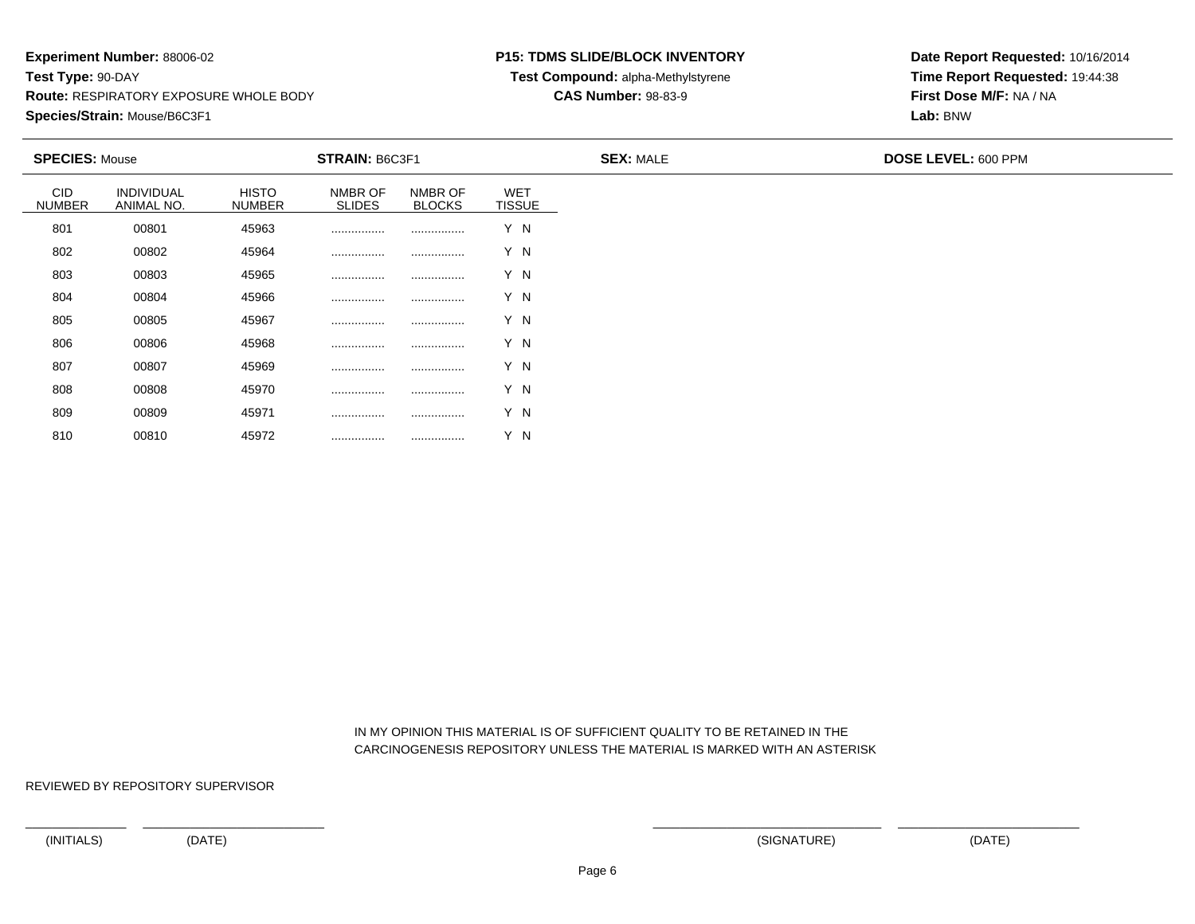**Experiment Number:** 88006-02
**Test Type:** 90-DAY
**Route:** RESPIRATORY EXPOSURE WHOLE BODY
**Species/Strain:** Mouse/B6C3F1

**P15: TDMS SLIDE/BLOCK INVENTORY**
**Test Compound:** alpha-Methylstyrene
**CAS Number:** 98-83-9

**Date Report Requested:** 10/16/2014
**Time Report Requested:** 19:44:38
**First Dose M/F:** NA / NA
**Lab:** BNW

**SPECIES:** Mouse **STRAIN:** B6C3F1 **SEX:** MALE **DOSE LEVEL:** 600 PPM

| CID NUMBER | INDIVIDUAL ANIMAL NO. | HISTO NUMBER | NMBR OF SLIDES | NMBR OF BLOCKS | WET TISSUE |
|---|---|---|---|---|---|
| 801 | 00801 | 45963 | ................ | ................ | Y N |
| 802 | 00802 | 45964 | ................ | ................ | Y N |
| 803 | 00803 | 45965 | ................ | ................ | Y N |
| 804 | 00804 | 45966 | ................ | ................ | Y N |
| 805 | 00805 | 45967 | ................ | ................ | Y N |
| 806 | 00806 | 45968 | ................ | ................ | Y N |
| 807 | 00807 | 45969 | ................ | ................ | Y N |
| 808 | 00808 | 45970 | ................ | ................ | Y N |
| 809 | 00809 | 45971 | ................ | ................ | Y N |
| 810 | 00810 | 45972 | ................ | ................ | Y N |

IN MY OPINION THIS MATERIAL IS OF SUFFICIENT QUALITY TO BE RETAINED IN THE CARCINOGENESIS REPOSITORY UNLESS THE MATERIAL IS MARKED WITH AN ASTERISK

REVIEWED BY REPOSITORY SUPERVISOR

(INITIALS) (DATE) (SIGNATURE) (DATE)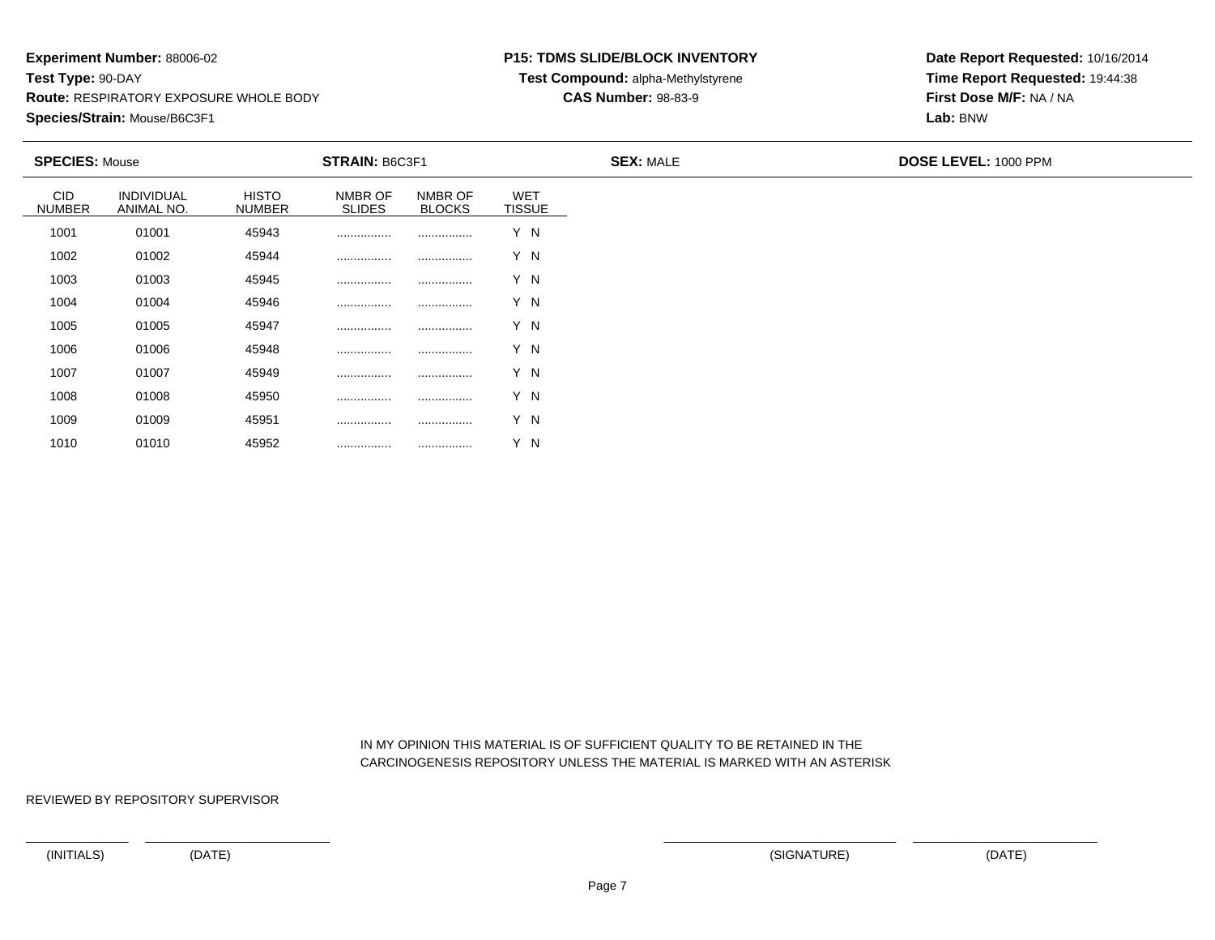**Experiment Number:** 88006-02
**Test Type:** 90-DAY
**Route:** RESPIRATORY EXPOSURE WHOLE BODY
**Species/Strain:** Mouse/B6C3F1

**P15: TDMS SLIDE/BLOCK INVENTORY**
**Test Compound:** alpha-Methylstyrene
**CAS Number:** 98-83-9

**Date Report Requested:** 10/16/2014
**Time Report Requested:** 19:44:38
**First Dose M/F:** NA / NA
**Lab:** BNW

**SPECIES:** Mouse | **STRAIN:** B6C3F1 | **SEX:** MALE | **DOSE LEVEL:** 1000 PPM

| CID NUMBER | INDIVIDUAL ANIMAL NO. | HISTO NUMBER | NMBR OF SLIDES | NMBR OF BLOCKS | WET TISSUE |
|---|---|---|---|---|---|
| 1001 | 01001 | 45943 | ................ | ................ | Y N |
| 1002 | 01002 | 45944 | ................ | ................ | Y N |
| 1003 | 01003 | 45945 | ................ | ................ | Y N |
| 1004 | 01004 | 45946 | ................ | ................ | Y N |
| 1005 | 01005 | 45947 | ................ | ................ | Y N |
| 1006 | 01006 | 45948 | ................ | ................ | Y N |
| 1007 | 01007 | 45949 | ................ | ................ | Y N |
| 1008 | 01008 | 45950 | ................ | ................ | Y N |
| 1009 | 01009 | 45951 | ................ | ................ | Y N |
| 1010 | 01010 | 45952 | ................ | ................ | Y N |

IN MY OPINION THIS MATERIAL IS OF SUFFICIENT QUALITY TO BE RETAINED IN THE CARCINOGENESIS REPOSITORY UNLESS THE MATERIAL IS MARKED WITH AN ASTERISK

REVIEWED BY REPOSITORY SUPERVISOR

(INITIALS) (DATE) (SIGNATURE) (DATE)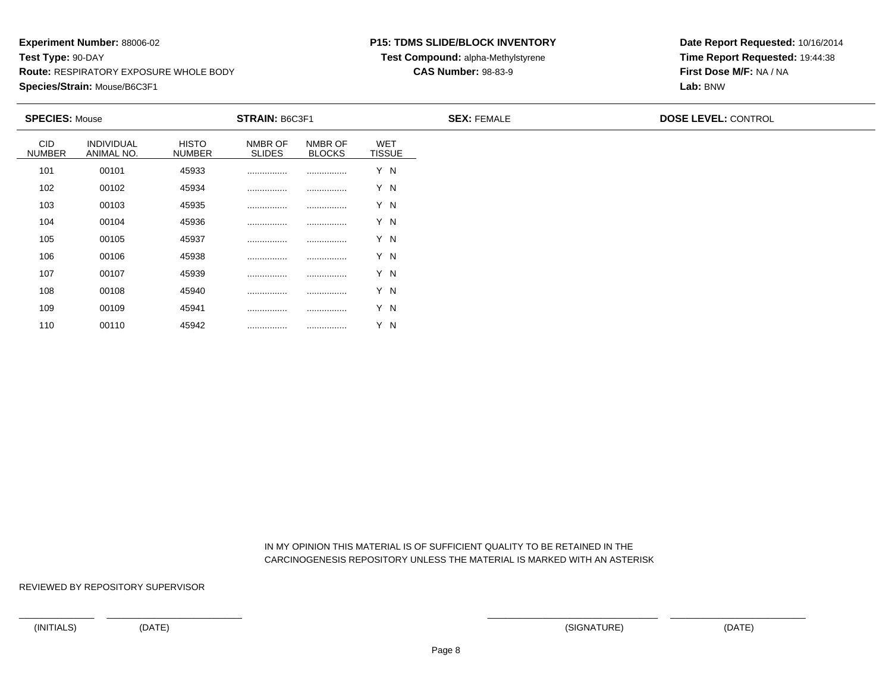**Experiment Number:** 88006-02
**Test Type:** 90-DAY
**Route:** RESPIRATORY EXPOSURE WHOLE BODY
**Species/Strain:** Mouse/B6C3F1

**P15: TDMS SLIDE/BLOCK INVENTORY**
**Test Compound:** alpha-Methylstyrene
**CAS Number:** 98-83-9

**Date Report Requested:** 10/16/2014
**Time Report Requested:** 19:44:38
**First Dose M/F:** NA / NA
**Lab:** BNW

**SPECIES:** Mouse **STRAIN:** B6C3F1 **SEX:** FEMALE **DOSE LEVEL:** CONTROL

| CID NUMBER | INDIVIDUAL ANIMAL NO. | HISTO NUMBER | NMBR OF SLIDES | NMBR OF BLOCKS | WET TISSUE |
|---|---|---|---|---|---|
| 101 | 00101 | 45933 | ................ | ................ | Y N |
| 102 | 00102 | 45934 | ................ | ................ | Y N |
| 103 | 00103 | 45935 | ................ | ................ | Y N |
| 104 | 00104 | 45936 | ................ | ................ | Y N |
| 105 | 00105 | 45937 | ................ | ................ | Y N |
| 106 | 00106 | 45938 | ................ | ................ | Y N |
| 107 | 00107 | 45939 | ................ | ................ | Y N |
| 108 | 00108 | 45940 | ................ | ................ | Y N |
| 109 | 00109 | 45941 | ................ | ................ | Y N |
| 110 | 00110 | 45942 | ................ | ................ | Y N |

IN MY OPINION THIS MATERIAL IS OF SUFFICIENT QUALITY TO BE RETAINED IN THE CARCINOGENESIS REPOSITORY UNLESS THE MATERIAL IS MARKED WITH AN ASTERISK

REVIEWED BY REPOSITORY SUPERVISOR

(INITIALS) (DATE) (SIGNATURE) (DATE)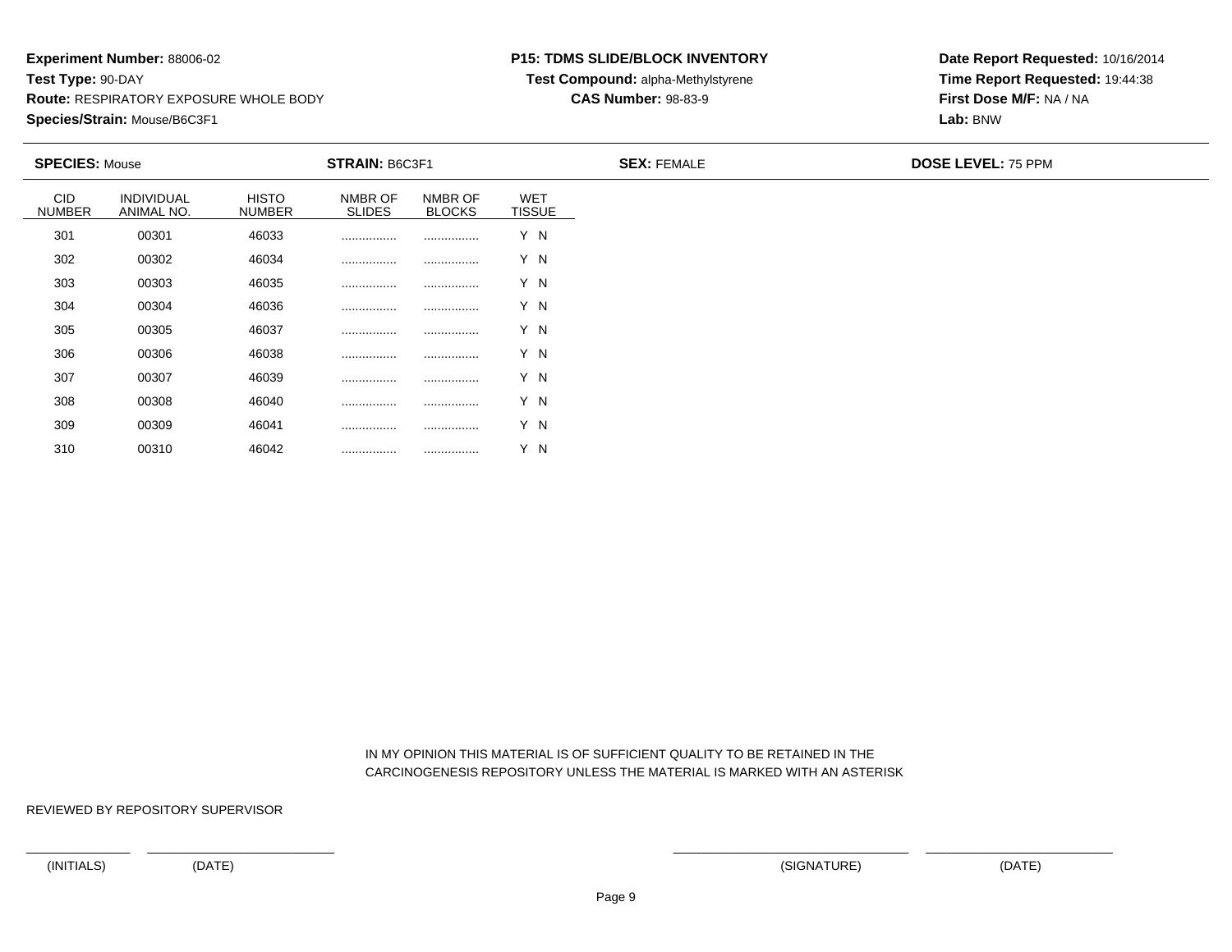**Experiment Number:** 88006-02
**Test Type:** 90-DAY
**Route:** RESPIRATORY EXPOSURE WHOLE BODY
**Species/Strain:** Mouse/B6C3F1

**P15: TDMS SLIDE/BLOCK INVENTORY**
**Test Compound:** alpha-Methylstyrene
**CAS Number:** 98-83-9

**Date Report Requested:** 10/16/2014
**Time Report Requested:** 19:44:38
**First Dose M/F:** NA / NA
**Lab:** BNW

**SPECIES:** Mouse **STRAIN:** B6C3F1 **SEX:** FEMALE **DOSE LEVEL:** 75 PPM

| CID NUMBER | INDIVIDUAL ANIMAL NO. | HISTO NUMBER | NMBR OF SLIDES | NMBR OF BLOCKS | WET TISSUE |
|---|---|---|---|---|---|
| 301 | 00301 | 46033 | ................ | ................ | Y N |
| 302 | 00302 | 46034 | ................ | ................ | Y N |
| 303 | 00303 | 46035 | ................ | ................ | Y N |
| 304 | 00304 | 46036 | ................ | ................ | Y N |
| 305 | 00305 | 46037 | ................ | ................ | Y N |
| 306 | 00306 | 46038 | ................ | ................ | Y N |
| 307 | 00307 | 46039 | ................ | ................ | Y N |
| 308 | 00308 | 46040 | ................ | ................ | Y N |
| 309 | 00309 | 46041 | ................ | ................ | Y N |
| 310 | 00310 | 46042 | ................ | ................ | Y N |

IN MY OPINION THIS MATERIAL IS OF SUFFICIENT QUALITY TO BE RETAINED IN THE CARCINOGENESIS REPOSITORY UNLESS THE MATERIAL IS MARKED WITH AN ASTERISK

REVIEWED BY REPOSITORY SUPERVISOR

(INITIALS) (DATE) (SIGNATURE) (DATE)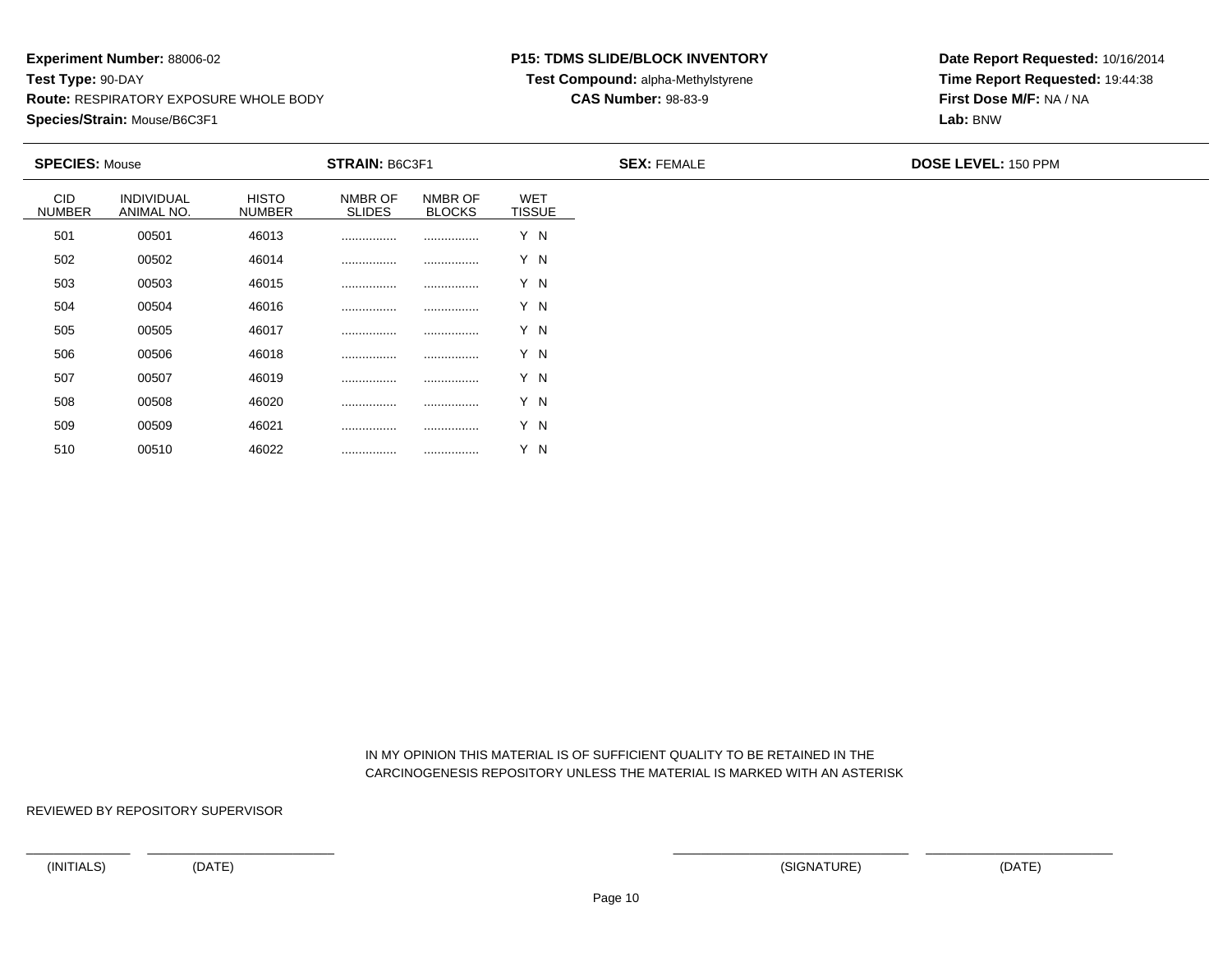**Experiment Number:** 88006-02
**Test Type:** 90-DAY
**Route:** RESPIRATORY EXPOSURE WHOLE BODY
**Species/Strain:** Mouse/B6C3F1

**P15: TDMS SLIDE/BLOCK INVENTORY**
**Test Compound:** alpha-Methylstyrene
**CAS Number:** 98-83-9

**Date Report Requested:** 10/16/2014
**Time Report Requested:** 19:44:38
**First Dose M/F:** NA / NA
**Lab:** BNW

**SPECIES:** Mouse **STRAIN:** B6C3F1 **SEX:** FEMALE **DOSE LEVEL:** 150 PPM

| CID NUMBER | INDIVIDUAL ANIMAL NO. | HISTO NUMBER | NMBR OF SLIDES | NMBR OF BLOCKS | WET TISSUE |
|---|---|---|---|---|---|
| 501 | 00501 | 46013 | ................ | ................ | Y N |
| 502 | 00502 | 46014 | ................ | ................ | Y N |
| 503 | 00503 | 46015 | ................ | ................ | Y N |
| 504 | 00504 | 46016 | ................ | ................ | Y N |
| 505 | 00505 | 46017 | ................ | ................ | Y N |
| 506 | 00506 | 46018 | ................ | ................ | Y N |
| 507 | 00507 | 46019 | ................ | ................ | Y N |
| 508 | 00508 | 46020 | ................ | ................ | Y N |
| 509 | 00509 | 46021 | ................ | ................ | Y N |
| 510 | 00510 | 46022 | ................ | ................ | Y N |

IN MY OPINION THIS MATERIAL IS OF SUFFICIENT QUALITY TO BE RETAINED IN THE CARCINOGENESIS REPOSITORY UNLESS THE MATERIAL IS MARKED WITH AN ASTERISK

REVIEWED BY REPOSITORY SUPERVISOR

(INITIALS) (DATE) (SIGNATURE) (DATE)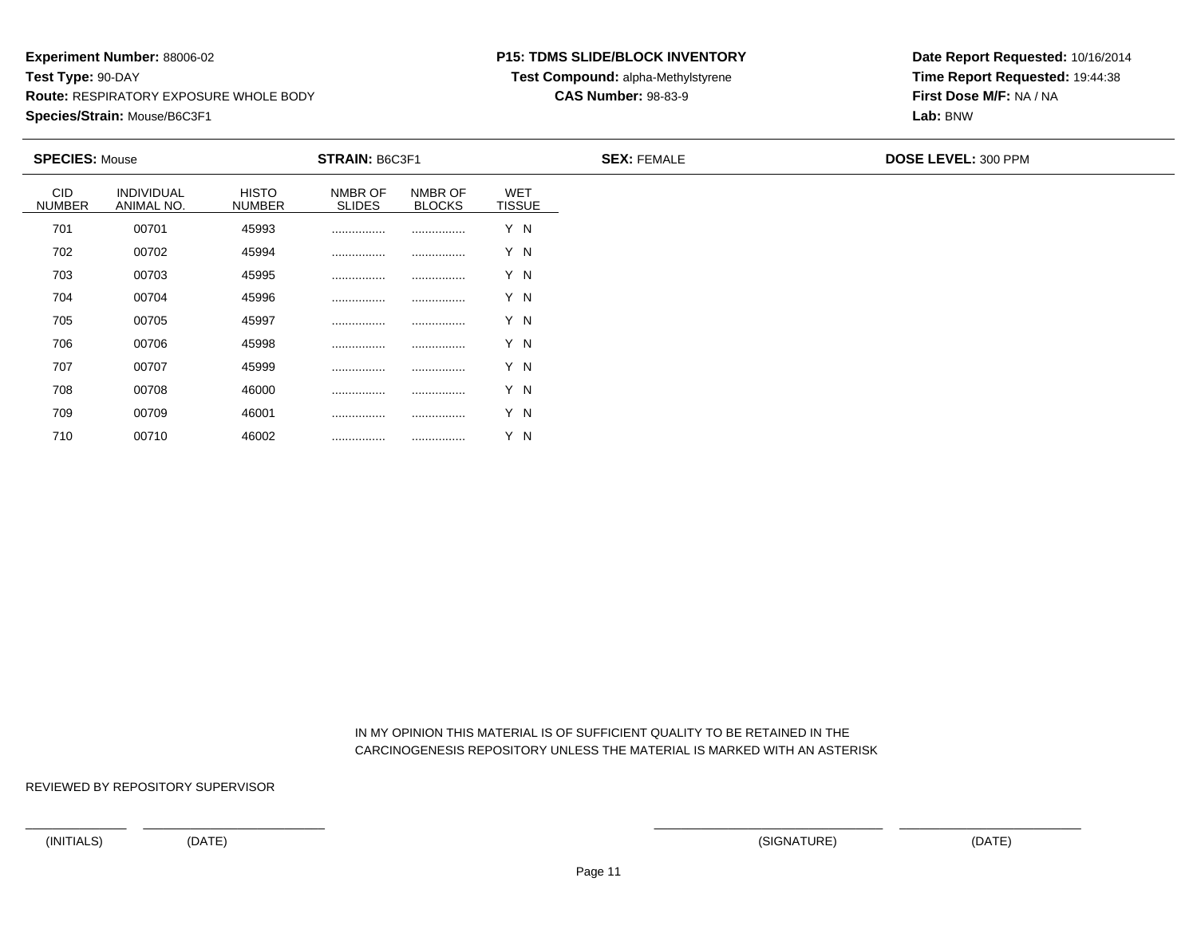**Experiment Number:** 88006-02
**Test Type:** 90-DAY
**Route:** RESPIRATORY EXPOSURE WHOLE BODY
**Species/Strain:** Mouse/B6C3F1

**P15: TDMS SLIDE/BLOCK INVENTORY**
**Test Compound:** alpha-Methylstyrene
**CAS Number:** 98-83-9

**Date Report Requested:** 10/16/2014
**Time Report Requested:** 19:44:38
**First Dose M/F:** NA / NA
**Lab:** BNW

**SPECIES:** Mouse **STRAIN:** B6C3F1 **SEX:** FEMALE **DOSE LEVEL:** 300 PPM

| CID NUMBER | INDIVIDUAL ANIMAL NO. | HISTO NUMBER | NMBR OF SLIDES | NMBR OF BLOCKS | WET TISSUE |
|---|---|---|---|---|---|
| 701 | 00701 | 45993 | ................ | ................ | Y N |
| 702 | 00702 | 45994 | ................ | ................ | Y N |
| 703 | 00703 | 45995 | ................ | ................ | Y N |
| 704 | 00704 | 45996 | ................ | ................ | Y N |
| 705 | 00705 | 45997 | ................ | ................ | Y N |
| 706 | 00706 | 45998 | ................ | ................ | Y N |
| 707 | 00707 | 45999 | ................ | ................ | Y N |
| 708 | 00708 | 46000 | ................ | ................ | Y N |
| 709 | 00709 | 46001 | ................ | ................ | Y N |
| 710 | 00710 | 46002 | ................ | ................ | Y N |

IN MY OPINION THIS MATERIAL IS OF SUFFICIENT QUALITY TO BE RETAINED IN THE CARCINOGENESIS REPOSITORY UNLESS THE MATERIAL IS MARKED WITH AN ASTERISK

REVIEWED BY REPOSITORY SUPERVISOR

(INITIALS) (DATE) (SIGNATURE) (DATE)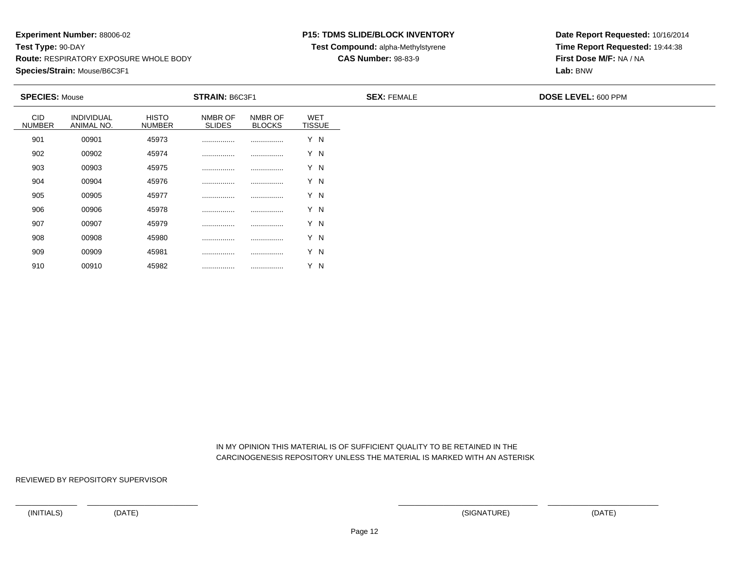**Experiment Number:** 88006-02
**Test Type:** 90-DAY
**Route:** RESPIRATORY EXPOSURE WHOLE BODY
**Species/Strain:** Mouse/B6C3F1

**P15: TDMS SLIDE/BLOCK INVENTORY**
**Test Compound:** alpha-Methylstyrene
**CAS Number:** 98-83-9

**Date Report Requested:** 10/16/2014
**Time Report Requested:** 19:44:38
**First Dose M/F:** NA / NA
**Lab:** BNW

**SPECIES:** Mouse **STRAIN:** B6C3F1 **SEX:** FEMALE **DOSE LEVEL:** 600 PPM

| CID NUMBER | INDIVIDUAL ANIMAL NO. | HISTO NUMBER | NMBR OF SLIDES | NMBR OF BLOCKS | WET TISSUE |
|---|---|---|---|---|---|
| 901 | 00901 | 45973 | ................ | ................ | Y N |
| 902 | 00902 | 45974 | ................ | ................ | Y N |
| 903 | 00903 | 45975 | ................ | ................ | Y N |
| 904 | 00904 | 45976 | ................ | ................ | Y N |
| 905 | 00905 | 45977 | ................ | ................ | Y N |
| 906 | 00906 | 45978 | ................ | ................ | Y N |
| 907 | 00907 | 45979 | ................ | ................ | Y N |
| 908 | 00908 | 45980 | ................ | ................ | Y N |
| 909 | 00909 | 45981 | ................ | ................ | Y N |
| 910 | 00910 | 45982 | ................ | ................ | Y N |

IN MY OPINION THIS MATERIAL IS OF SUFFICIENT QUALITY TO BE RETAINED IN THE CARCINOGENESIS REPOSITORY UNLESS THE MATERIAL IS MARKED WITH AN ASTERISK

REVIEWED BY REPOSITORY SUPERVISOR

(INITIALS) (DATE) (SIGNATURE) (DATE)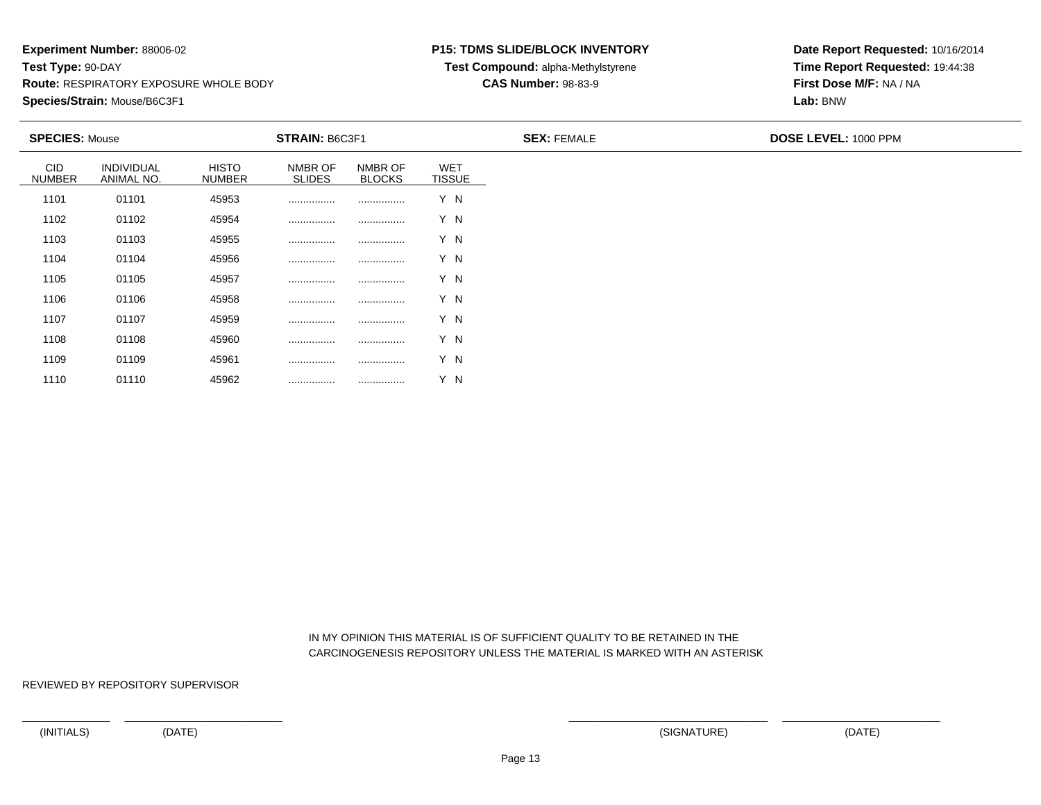**Experiment Number:** 88006-02
**Test Type:** 90-DAY
**Route:** RESPIRATORY EXPOSURE WHOLE BODY
**Species/Strain:** Mouse/B6C3F1

**P15: TDMS SLIDE/BLOCK INVENTORY**
**Test Compound:** alpha-Methylstyrene
**CAS Number:** 98-83-9

**Date Report Requested:** 10/16/2014
**Time Report Requested:** 19:44:38
**First Dose M/F:** NA / NA
**Lab:** BNW

**SPECIES:** Mouse **STRAIN:** B6C3F1 **SEX:** FEMALE **DOSE LEVEL:** 1000 PPM

| CID NUMBER | INDIVIDUAL ANIMAL NO. | HISTO NUMBER | NMBR OF SLIDES | NMBR OF BLOCKS | WET TISSUE |
|---|---|---|---|---|---|
| 1101 | 01101 | 45953 | ................ | ................ | Y N |
| 1102 | 01102 | 45954 | ................ | ................ | Y N |
| 1103 | 01103 | 45955 | ................ | ................ | Y N |
| 1104 | 01104 | 45956 | ................ | ................ | Y N |
| 1105 | 01105 | 45957 | ................ | ................ | Y N |
| 1106 | 01106 | 45958 | ................ | ................ | Y N |
| 1107 | 01107 | 45959 | ................ | ................ | Y N |
| 1108 | 01108 | 45960 | ................ | ................ | Y N |
| 1109 | 01109 | 45961 | ................ | ................ | Y N |
| 1110 | 01110 | 45962 | ................ | ................ | Y N |

IN MY OPINION THIS MATERIAL IS OF SUFFICIENT QUALITY TO BE RETAINED IN THE CARCINOGENESIS REPOSITORY UNLESS THE MATERIAL IS MARKED WITH AN ASTERISK

REVIEWED BY REPOSITORY SUPERVISOR

(INITIALS) (DATE) (SIGNATURE) (DATE)